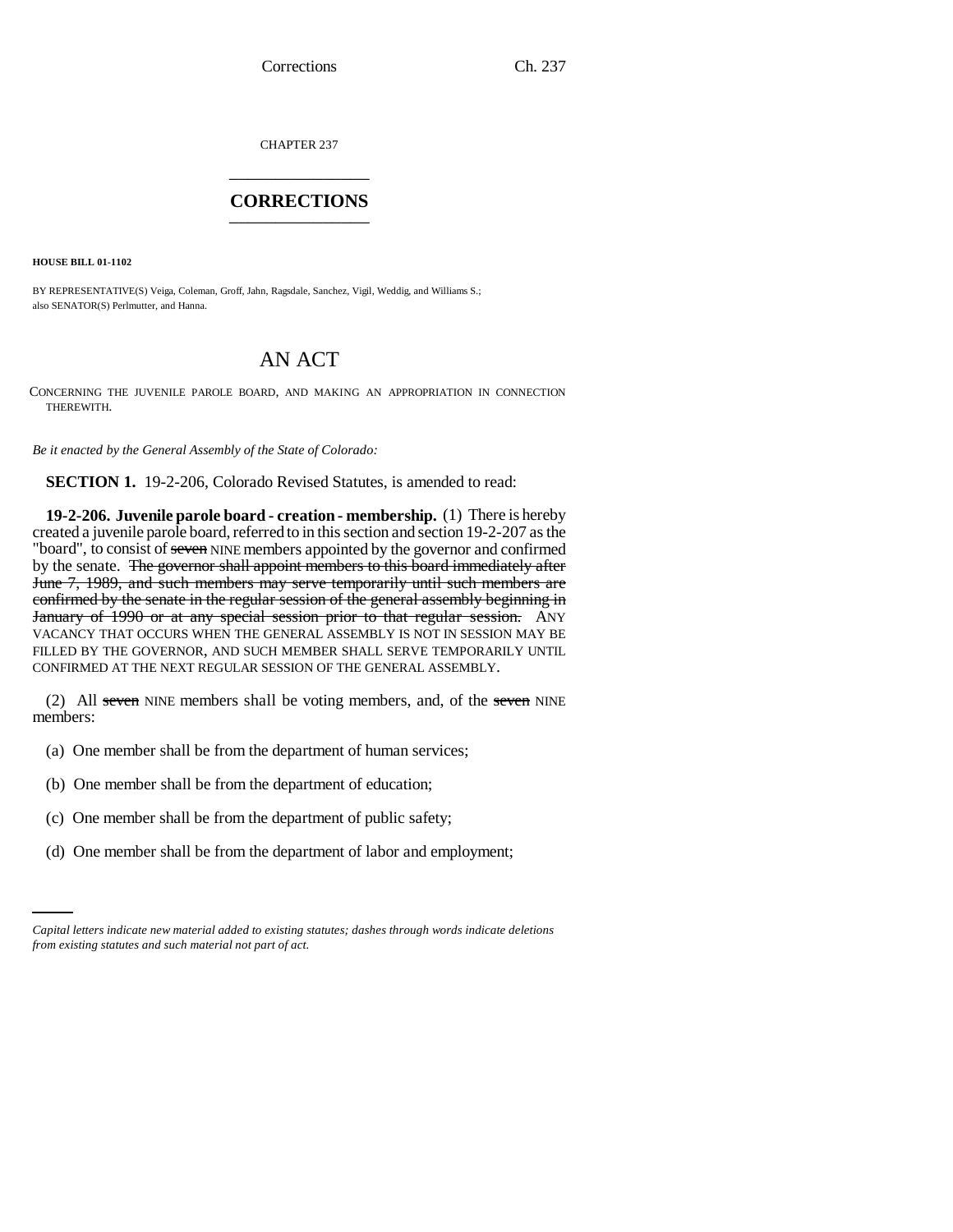CHAPTER 237

# CORRECTIONS

**HOUSE BILL 01-1102**

BY REPRESENTATIVE(S) Veiga, Coleman, Groff, Jahn, Ragsdale, Sanchez, Vigil, Weddig, and Williams S.;
also SENATOR(S) Perlmutter, and Hanna.

# AN ACT

CONCERNING THE JUVENILE PAROLE BOARD, AND MAKING AN APPROPRIATION IN CONNECTION THEREWITH.

*Be it enacted by the General Assembly of the State of Colorado:*

**SECTION 1.** 19-2-206, Colorado Revised Statutes, is amended to read:

**19-2-206. Juvenile parole board - creation - membership.** (1) There is hereby created a juvenile parole board, referred to in this section and section 19-2-207 as the "board", to consist of ~~seven~~ NINE members appointed by the governor and confirmed by the senate. ~~The governor shall appoint members to this board immediately after June 7, 1989, and such members may serve temporarily until such members are confirmed by the senate in the regular session of the general assembly beginning in January of 1990 or at any special session prior to that regular session.~~ ANY VACANCY THAT OCCURS WHEN THE GENERAL ASSEMBLY IS NOT IN SESSION MAY BE FILLED BY THE GOVERNOR, AND SUCH MEMBER SHALL SERVE TEMPORARILY UNTIL CONFIRMED AT THE NEXT REGULAR SESSION OF THE GENERAL ASSEMBLY.

(2) All ~~seven~~ NINE members shall be voting members, and, of the ~~seven~~ NINE members:

(a) One member shall be from the department of human services;

(b) One member shall be from the department of education;

(c) One member shall be from the department of public safety;

(d) One member shall be from the department of labor and employment;

*Capital letters indicate new material added to existing statutes; dashes through words indicate deletions from existing statutes and such material not part of act.*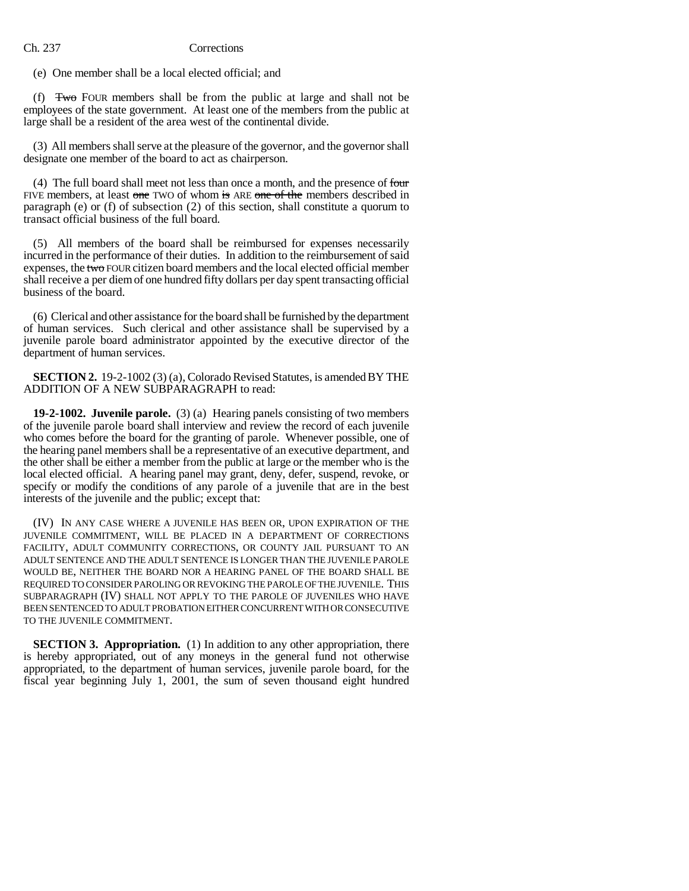(e) One member shall be a local elected official; and

(f) ~~Two~~ FOUR members shall be from the public at large and shall not be employees of the state government. At least one of the members from the public at large shall be a resident of the area west of the continental divide.

(3) All members shall serve at the pleasure of the governor, and the governor shall designate one member of the board to act as chairperson.

(4) The full board shall meet not less than once a month, and the presence of ~~four~~ FIVE members, at least ~~one~~ TWO of whom ~~is~~ ARE ~~one of the~~ members described in paragraph (e) or (f) of subsection (2) of this section, shall constitute a quorum to transact official business of the full board.

(5) All members of the board shall be reimbursed for expenses necessarily incurred in the performance of their duties. In addition to the reimbursement of said expenses, the ~~two~~ FOUR citizen board members and the local elected official member shall receive a per diem of one hundred fifty dollars per day spent transacting official business of the board.

(6) Clerical and other assistance for the board shall be furnished by the department of human services. Such clerical and other assistance shall be supervised by a juvenile parole board administrator appointed by the executive director of the department of human services.

**SECTION 2.** 19-2-1002 (3) (a), Colorado Revised Statutes, is amended BY THE ADDITION OF A NEW SUBPARAGRAPH to read:

**19-2-1002. Juvenile parole.** (3) (a) Hearing panels consisting of two members of the juvenile parole board shall interview and review the record of each juvenile who comes before the board for the granting of parole. Whenever possible, one of the hearing panel members shall be a representative of an executive department, and the other shall be either a member from the public at large or the member who is the local elected official. A hearing panel may grant, deny, defer, suspend, revoke, or specify or modify the conditions of any parole of a juvenile that are in the best interests of the juvenile and the public; except that:

(IV) IN ANY CASE WHERE A JUVENILE HAS BEEN OR, UPON EXPIRATION OF THE JUVENILE COMMITMENT, WILL BE PLACED IN A DEPARTMENT OF CORRECTIONS FACILITY, ADULT COMMUNITY CORRECTIONS, OR COUNTY JAIL PURSUANT TO AN ADULT SENTENCE AND THE ADULT SENTENCE IS LONGER THAN THE JUVENILE PAROLE WOULD BE, NEITHER THE BOARD NOR A HEARING PANEL OF THE BOARD SHALL BE REQUIRED TO CONSIDER PAROLING OR REVOKING THE PAROLE OF THE JUVENILE. THIS SUBPARAGRAPH (IV) SHALL NOT APPLY TO THE PAROLE OF JUVENILES WHO HAVE BEEN SENTENCED TO ADULT PROBATION EITHER CONCURRENT WITH OR CONSECUTIVE TO THE JUVENILE COMMITMENT.

**SECTION 3. Appropriation.** (1) In addition to any other appropriation, there is hereby appropriated, out of any moneys in the general fund not otherwise appropriated, to the department of human services, juvenile parole board, for the fiscal year beginning July 1, 2001, the sum of seven thousand eight hundred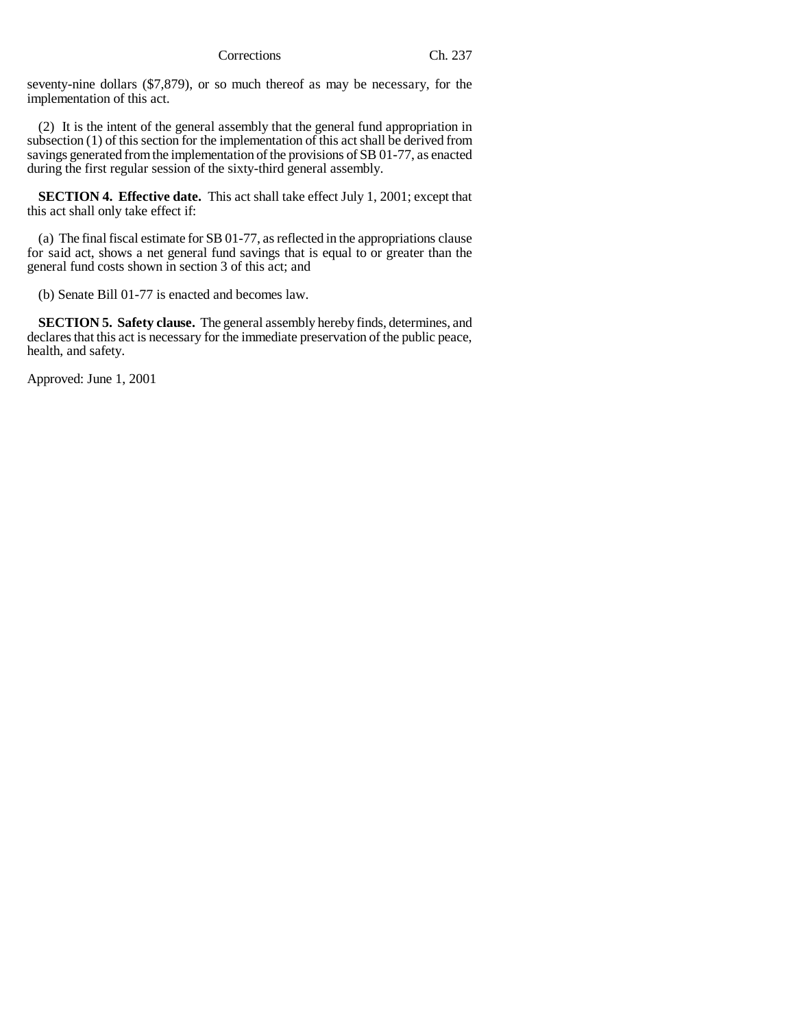seventy-nine dollars ($7,879), or so much thereof as may be necessary, for the implementation of this act.

(2) It is the intent of the general assembly that the general fund appropriation in subsection (1) of this section for the implementation of this act shall be derived from savings generated from the implementation of the provisions of SB 01-77, as enacted during the first regular session of the sixty-third general assembly.

**SECTION 4. Effective date.** This act shall take effect July 1, 2001; except that this act shall only take effect if:

(a) The final fiscal estimate for SB 01-77, as reflected in the appropriations clause for said act, shows a net general fund savings that is equal to or greater than the general fund costs shown in section 3 of this act; and

(b) Senate Bill 01-77 is enacted and becomes law.

**SECTION 5. Safety clause.** The general assembly hereby finds, determines, and declares that this act is necessary for the immediate preservation of the public peace, health, and safety.

Approved: June 1, 2001